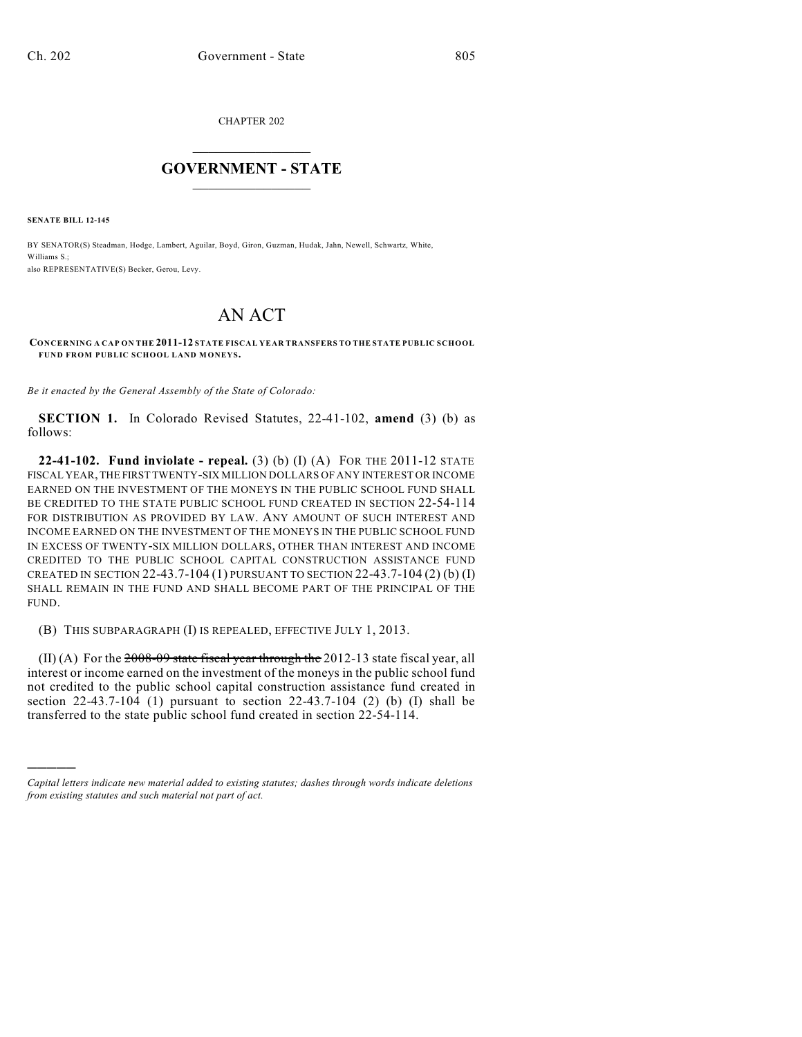CHAPTER 202

# GOVERNMENT - STATE

**SENATE BILL 12-145**

BY SENATOR(S) Steadman, Hodge, Lambert, Aguilar, Boyd, Giron, Guzman, Hudak, Jahn, Newell, Schwartz, White, Williams S.;
also REPRESENTATIVE(S) Becker, Gerou, Levy.

# AN ACT

**CONCERNING A CAP ON THE 2011-12 STATE FISCAL YEAR TRANSFERS TO THE STATE PUBLIC SCHOOL FUND FROM PUBLIC SCHOOL LAND MONEYS.**

*Be it enacted by the General Assembly of the State of Colorado:*

**SECTION 1.** In Colorado Revised Statutes, 22-41-102, **amend** (3) (b) as follows:

**22-41-102. Fund inviolate - repeal.** (3) (b) (I) (A) FOR THE 2011-12 STATE FISCAL YEAR, THE FIRST TWENTY-SIX MILLION DOLLARS OF ANY INTEREST OR INCOME EARNED ON THE INVESTMENT OF THE MONEYS IN THE PUBLIC SCHOOL FUND SHALL BE CREDITED TO THE STATE PUBLIC SCHOOL FUND CREATED IN SECTION 22-54-114 FOR DISTRIBUTION AS PROVIDED BY LAW. ANY AMOUNT OF SUCH INTEREST AND INCOME EARNED ON THE INVESTMENT OF THE MONEYS IN THE PUBLIC SCHOOL FUND IN EXCESS OF TWENTY-SIX MILLION DOLLARS, OTHER THAN INTEREST AND INCOME CREDITED TO THE PUBLIC SCHOOL CAPITAL CONSTRUCTION ASSISTANCE FUND CREATED IN SECTION 22-43.7-104 (1) PURSUANT TO SECTION 22-43.7-104 (2) (b) (I) SHALL REMAIN IN THE FUND AND SHALL BECOME PART OF THE PRINCIPAL OF THE FUND.

(B) THIS SUBPARAGRAPH (I) IS REPEALED, EFFECTIVE JULY 1, 2013.

(II) (A) For the ~~2008-09 state fiscal year through the~~ 2012-13 state fiscal year, all interest or income earned on the investment of the moneys in the public school fund not credited to the public school capital construction assistance fund created in section 22-43.7-104 (1) pursuant to section 22-43.7-104 (2) (b) (I) shall be transferred to the state public school fund created in section 22-54-114.

*Capital letters indicate new material added to existing statutes; dashes through words indicate deletions from existing statutes and such material not part of act.*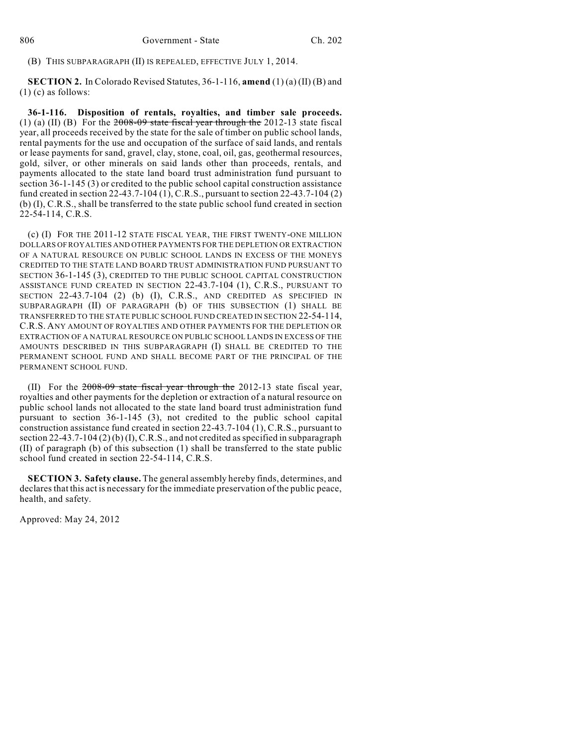(B) THIS SUBPARAGRAPH (II) IS REPEALED, EFFECTIVE JULY 1, 2014.

**SECTION 2.** In Colorado Revised Statutes, 36-1-116, **amend** (1) (a) (II) (B) and (1) (c) as follows:

**36-1-116. Disposition of rentals, royalties, and timber sale proceeds.** (1) (a) (II) (B) For the ~~2008-09 state fiscal year through the~~ 2012-13 state fiscal year, all proceeds received by the state for the sale of timber on public school lands, rental payments for the use and occupation of the surface of said lands, and rentals or lease payments for sand, gravel, clay, stone, coal, oil, gas, geothermal resources, gold, silver, or other minerals on said lands other than proceeds, rentals, and payments allocated to the state land board trust administration fund pursuant to section 36-1-145 (3) or credited to the public school capital construction assistance fund created in section 22-43.7-104 (1), C.R.S., pursuant to section 22-43.7-104 (2) (b) (I), C.R.S., shall be transferred to the state public school fund created in section 22-54-114, C.R.S.

(c) (I) FOR THE 2011-12 STATE FISCAL YEAR, THE FIRST TWENTY-ONE MILLION DOLLARS OF ROYALTIES AND OTHER PAYMENTS FOR THE DEPLETION OR EXTRACTION OF A NATURAL RESOURCE ON PUBLIC SCHOOL LANDS IN EXCESS OF THE MONEYS CREDITED TO THE STATE LAND BOARD TRUST ADMINISTRATION FUND PURSUANT TO SECTION 36-1-145 (3), CREDITED TO THE PUBLIC SCHOOL CAPITAL CONSTRUCTION ASSISTANCE FUND CREATED IN SECTION 22-43.7-104 (1), C.R.S., PURSUANT TO SECTION 22-43.7-104 (2) (b) (I), C.R.S., AND CREDITED AS SPECIFIED IN SUBPARAGRAPH (II) OF PARAGRAPH (b) OF THIS SUBSECTION (1) SHALL BE TRANSFERRED TO THE STATE PUBLIC SCHOOL FUND CREATED IN SECTION 22-54-114, C.R.S. ANY AMOUNT OF ROYALTIES AND OTHER PAYMENTS FOR THE DEPLETION OR EXTRACTION OF A NATURAL RESOURCE ON PUBLIC SCHOOL LANDS IN EXCESS OF THE AMOUNTS DESCRIBED IN THIS SUBPARAGRAPH (I) SHALL BE CREDITED TO THE PERMANENT SCHOOL FUND AND SHALL BECOME PART OF THE PRINCIPAL OF THE PERMANENT SCHOOL FUND.

(II) For the ~~2008-09 state fiscal year through the~~ 2012-13 state fiscal year, royalties and other payments for the depletion or extraction of a natural resource on public school lands not allocated to the state land board trust administration fund pursuant to section 36-1-145 (3), not credited to the public school capital construction assistance fund created in section 22-43.7-104 (1), C.R.S., pursuant to section 22-43.7-104 (2) (b) (I), C.R.S., and not credited as specified in subparagraph (II) of paragraph (b) of this subsection (1) shall be transferred to the state public school fund created in section 22-54-114, C.R.S.

**SECTION 3. Safety clause.** The general assembly hereby finds, determines, and declares that this act is necessary for the immediate preservation of the public peace, health, and safety.

Approved: May 24, 2012